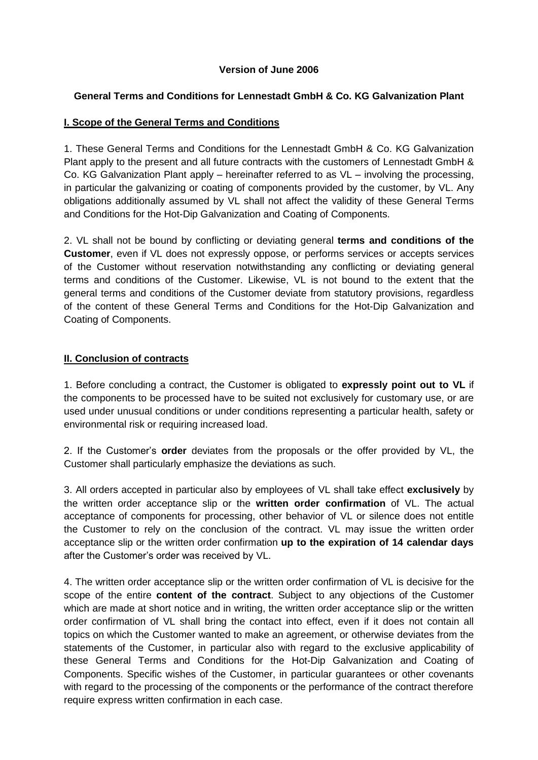**Version of June 2006**

**General Terms and Conditions for Lennestadt GmbH & Co. KG Galvanization Plant**

## I. Scope of the General Terms and Conditions

1. These General Terms and Conditions for the Lennestadt GmbH & Co. KG Galvanization Plant apply to the present and all future contracts with the customers of Lennestadt GmbH & Co. KG Galvanization Plant apply – hereinafter referred to as VL – involving the processing, in particular the galvanizing or coating of components provided by the customer, by VL. Any obligations additionally assumed by VL shall not affect the validity of these General Terms and Conditions for the Hot-Dip Galvanization and Coating of Components.

2. VL shall not be bound by conflicting or deviating general **terms and conditions of the Customer**, even if VL does not expressly oppose, or performs services or accepts services of the Customer without reservation notwithstanding any conflicting or deviating general terms and conditions of the Customer. Likewise, VL is not bound to the extent that the general terms and conditions of the Customer deviate from statutory provisions, regardless of the content of these General Terms and Conditions for the Hot-Dip Galvanization and Coating of Components.

## II. Conclusion of contracts

1. Before concluding a contract, the Customer is obligated to **expressly point out to VL** if the components to be processed have to be suited not exclusively for customary use, or are used under unusual conditions or under conditions representing a particular health, safety or environmental risk or requiring increased load.

2. If the Customer's **order** deviates from the proposals or the offer provided by VL, the Customer shall particularly emphasize the deviations as such.

3. All orders accepted in particular also by employees of VL shall take effect **exclusively** by the written order acceptance slip or the **written order confirmation** of VL. The actual acceptance of components for processing, other behavior of VL or silence does not entitle the Customer to rely on the conclusion of the contract. VL may issue the written order acceptance slip or the written order confirmation **up to the expiration of 14 calendar days** after the Customer's order was received by VL.

4. The written order acceptance slip or the written order confirmation of VL is decisive for the scope of the entire **content of the contract**. Subject to any objections of the Customer which are made at short notice and in writing, the written order acceptance slip or the written order confirmation of VL shall bring the contact into effect, even if it does not contain all topics on which the Customer wanted to make an agreement, or otherwise deviates from the statements of the Customer, in particular also with regard to the exclusive applicability of these General Terms and Conditions for the Hot-Dip Galvanization and Coating of Components. Specific wishes of the Customer, in particular guarantees or other covenants with regard to the processing of the components or the performance of the contract therefore require express written confirmation in each case.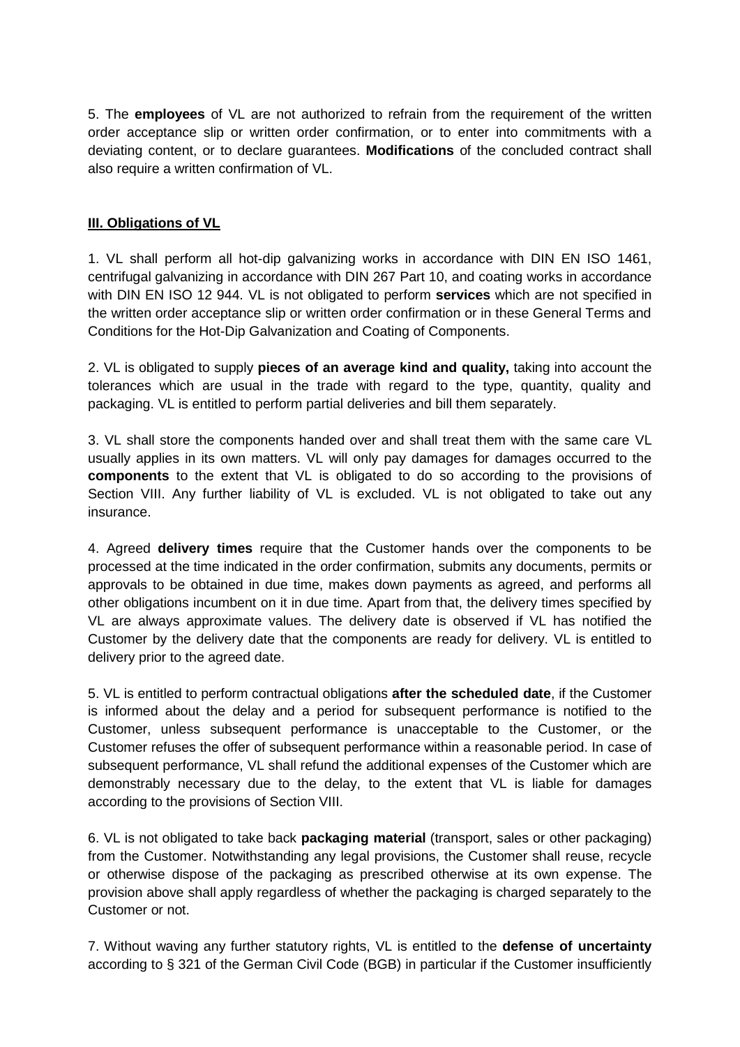5. The **employees** of VL are not authorized to refrain from the requirement of the written order acceptance slip or written order confirmation, or to enter into commitments with a deviating content, or to declare guarantees. **Modifications** of the concluded contract shall also require a written confirmation of VL.

## III. Obligations of VL

1. VL shall perform all hot-dip galvanizing works in accordance with DIN EN ISO 1461, centrifugal galvanizing in accordance with DIN 267 Part 10, and coating works in accordance with DIN EN ISO 12 944. VL is not obligated to perform **services** which are not specified in the written order acceptance slip or written order confirmation or in these General Terms and Conditions for the Hot-Dip Galvanization and Coating of Components.

2. VL is obligated to supply **pieces of an average kind and quality,** taking into account the tolerances which are usual in the trade with regard to the type, quantity, quality and packaging. VL is entitled to perform partial deliveries and bill them separately.

3. VL shall store the components handed over and shall treat them with the same care VL usually applies in its own matters. VL will only pay damages for damages occurred to the **components** to the extent that VL is obligated to do so according to the provisions of Section VIII. Any further liability of VL is excluded. VL is not obligated to take out any insurance.

4. Agreed **delivery times** require that the Customer hands over the components to be processed at the time indicated in the order confirmation, submits any documents, permits or approvals to be obtained in due time, makes down payments as agreed, and performs all other obligations incumbent on it in due time. Apart from that, the delivery times specified by VL are always approximate values. The delivery date is observed if VL has notified the Customer by the delivery date that the components are ready for delivery. VL is entitled to delivery prior to the agreed date.

5. VL is entitled to perform contractual obligations **after the scheduled date**, if the Customer is informed about the delay and a period for subsequent performance is notified to the Customer, unless subsequent performance is unacceptable to the Customer, or the Customer refuses the offer of subsequent performance within a reasonable period. In case of subsequent performance, VL shall refund the additional expenses of the Customer which are demonstrably necessary due to the delay, to the extent that VL is liable for damages according to the provisions of Section VIII.

6. VL is not obligated to take back **packaging material** (transport, sales or other packaging) from the Customer. Notwithstanding any legal provisions, the Customer shall reuse, recycle or otherwise dispose of the packaging as prescribed otherwise at its own expense. The provision above shall apply regardless of whether the packaging is charged separately to the Customer or not.

7. Without waving any further statutory rights, VL is entitled to the **defense of uncertainty** according to § 321 of the German Civil Code (BGB) in particular if the Customer insufficiently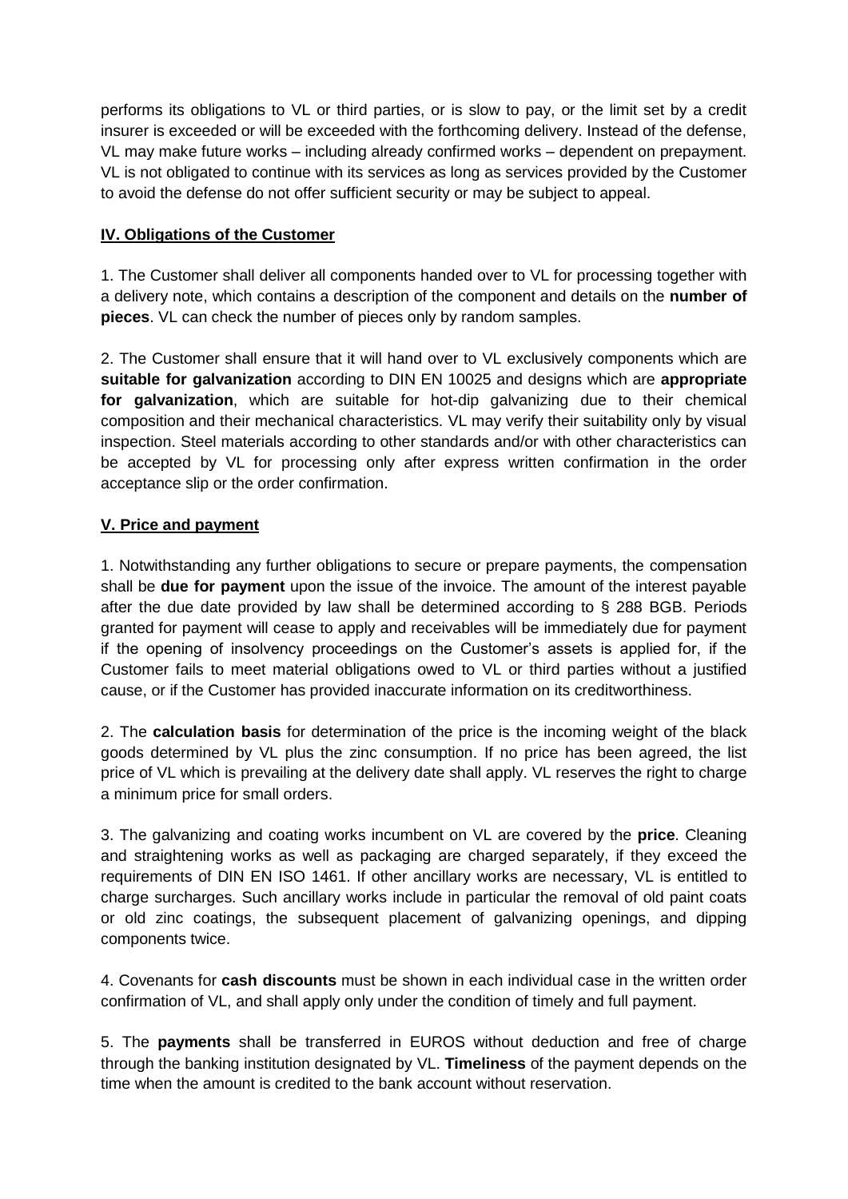performs its obligations to VL or third parties, or is slow to pay, or the limit set by a credit insurer is exceeded or will be exceeded with the forthcoming delivery. Instead of the defense, VL may make future works – including already confirmed works – dependent on prepayment. VL is not obligated to continue with its services as long as services provided by the Customer to avoid the defense do not offer sufficient security or may be subject to appeal.

## IV. Obligations of the Customer

1. The Customer shall deliver all components handed over to VL for processing together with a delivery note, which contains a description of the component and details on the **number of pieces**. VL can check the number of pieces only by random samples.

2. The Customer shall ensure that it will hand over to VL exclusively components which are **suitable for galvanization** according to DIN EN 10025 and designs which are **appropriate for galvanization**, which are suitable for hot-dip galvanizing due to their chemical composition and their mechanical characteristics. VL may verify their suitability only by visual inspection. Steel materials according to other standards and/or with other characteristics can be accepted by VL for processing only after express written confirmation in the order acceptance slip or the order confirmation.

## V. Price and payment

1. Notwithstanding any further obligations to secure or prepare payments, the compensation shall be **due for payment** upon the issue of the invoice. The amount of the interest payable after the due date provided by law shall be determined according to § 288 BGB. Periods granted for payment will cease to apply and receivables will be immediately due for payment if the opening of insolvency proceedings on the Customer's assets is applied for, if the Customer fails to meet material obligations owed to VL or third parties without a justified cause, or if the Customer has provided inaccurate information on its creditworthiness.

2. The **calculation basis** for determination of the price is the incoming weight of the black goods determined by VL plus the zinc consumption. If no price has been agreed, the list price of VL which is prevailing at the delivery date shall apply. VL reserves the right to charge a minimum price for small orders.

3. The galvanizing and coating works incumbent on VL are covered by the **price**. Cleaning and straightening works as well as packaging are charged separately, if they exceed the requirements of DIN EN ISO 1461. If other ancillary works are necessary, VL is entitled to charge surcharges. Such ancillary works include in particular the removal of old paint coats or old zinc coatings, the subsequent placement of galvanizing openings, and dipping components twice.

4. Covenants for **cash discounts** must be shown in each individual case in the written order confirmation of VL, and shall apply only under the condition of timely and full payment.

5. The **payments** shall be transferred in EUROS without deduction and free of charge through the banking institution designated by VL. **Timeliness** of the payment depends on the time when the amount is credited to the bank account without reservation.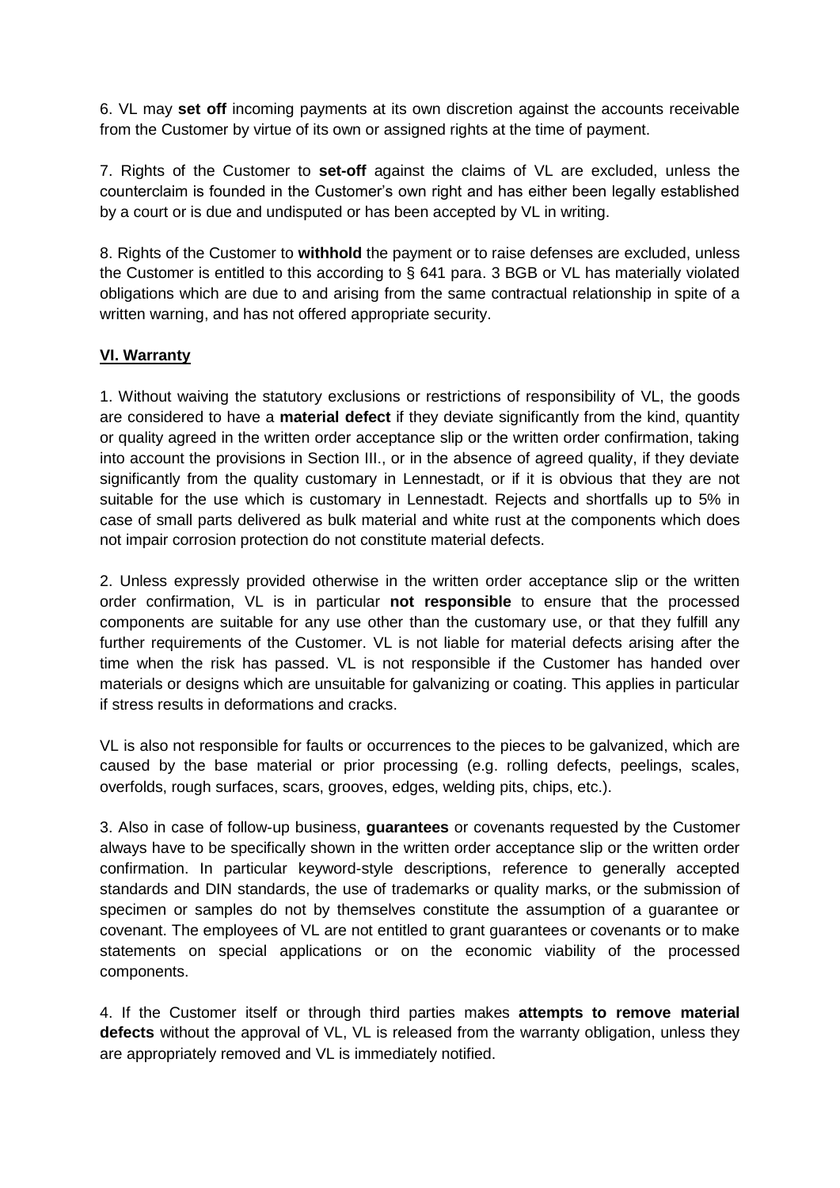6. VL may **set off** incoming payments at its own discretion against the accounts receivable from the Customer by virtue of its own or assigned rights at the time of payment.

7. Rights of the Customer to **set-off** against the claims of VL are excluded, unless the counterclaim is founded in the Customer's own right and has either been legally established by a court or is due and undisputed or has been accepted by VL in writing.

8. Rights of the Customer to **withhold** the payment or to raise defenses are excluded, unless the Customer is entitled to this according to § 641 para. 3 BGB or VL has materially violated obligations which are due to and arising from the same contractual relationship in spite of a written warning, and has not offered appropriate security.

## VI. Warranty

1. Without waiving the statutory exclusions or restrictions of responsibility of VL, the goods are considered to have a **material defect** if they deviate significantly from the kind, quantity or quality agreed in the written order acceptance slip or the written order confirmation, taking into account the provisions in Section III., or in the absence of agreed quality, if they deviate significantly from the quality customary in Lennestadt, or if it is obvious that they are not suitable for the use which is customary in Lennestadt. Rejects and shortfalls up to 5% in case of small parts delivered as bulk material and white rust at the components which does not impair corrosion protection do not constitute material defects.

2. Unless expressly provided otherwise in the written order acceptance slip or the written order confirmation, VL is in particular **not responsible** to ensure that the processed components are suitable for any use other than the customary use, or that they fulfill any further requirements of the Customer. VL is not liable for material defects arising after the time when the risk has passed. VL is not responsible if the Customer has handed over materials or designs which are unsuitable for galvanizing or coating. This applies in particular if stress results in deformations and cracks.

VL is also not responsible for faults or occurrences to the pieces to be galvanized, which are caused by the base material or prior processing (e.g. rolling defects, peelings, scales, overfolds, rough surfaces, scars, grooves, edges, welding pits, chips, etc.).

3. Also in case of follow-up business, **guarantees** or covenants requested by the Customer always have to be specifically shown in the written order acceptance slip or the written order confirmation. In particular keyword-style descriptions, reference to generally accepted standards and DIN standards, the use of trademarks or quality marks, or the submission of specimen or samples do not by themselves constitute the assumption of a guarantee or covenant. The employees of VL are not entitled to grant guarantees or covenants or to make statements on special applications or on the economic viability of the processed components.

4. If the Customer itself or through third parties makes **attempts to remove material defects** without the approval of VL, VL is released from the warranty obligation, unless they are appropriately removed and VL is immediately notified.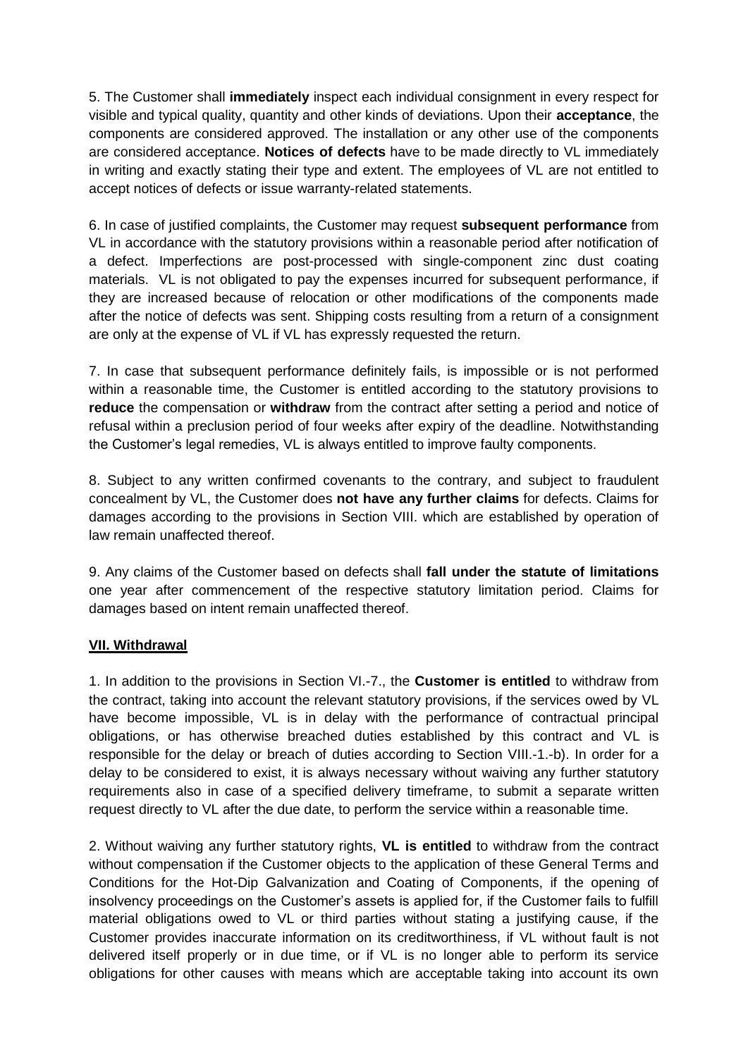5. The Customer shall **immediately** inspect each individual consignment in every respect for visible and typical quality, quantity and other kinds of deviations. Upon their **acceptance**, the components are considered approved. The installation or any other use of the components are considered acceptance. **Notices of defects** have to be made directly to VL immediately in writing and exactly stating their type and extent. The employees of VL are not entitled to accept notices of defects or issue warranty-related statements.

6. In case of justified complaints, the Customer may request **subsequent performance** from VL in accordance with the statutory provisions within a reasonable period after notification of a defect. Imperfections are post-processed with single-component zinc dust coating materials. VL is not obligated to pay the expenses incurred for subsequent performance, if they are increased because of relocation or other modifications of the components made after the notice of defects was sent. Shipping costs resulting from a return of a consignment are only at the expense of VL if VL has expressly requested the return.

7. In case that subsequent performance definitely fails, is impossible or is not performed within a reasonable time, the Customer is entitled according to the statutory provisions to **reduce** the compensation or **withdraw** from the contract after setting a period and notice of refusal within a preclusion period of four weeks after expiry of the deadline. Notwithstanding the Customer's legal remedies, VL is always entitled to improve faulty components.

8. Subject to any written confirmed covenants to the contrary, and subject to fraudulent concealment by VL, the Customer does **not have any further claims** for defects. Claims for damages according to the provisions in Section VIII. which are established by operation of law remain unaffected thereof.

9. Any claims of the Customer based on defects shall **fall under the statute of limitations** one year after commencement of the respective statutory limitation period. Claims for damages based on intent remain unaffected thereof.

## VII. Withdrawal

1. In addition to the provisions in Section VI.-7., the **Customer is entitled** to withdraw from the contract, taking into account the relevant statutory provisions, if the services owed by VL have become impossible, VL is in delay with the performance of contractual principal obligations, or has otherwise breached duties established by this contract and VL is responsible for the delay or breach of duties according to Section VIII.-1.-b). In order for a delay to be considered to exist, it is always necessary without waiving any further statutory requirements also in case of a specified delivery timeframe, to submit a separate written request directly to VL after the due date, to perform the service within a reasonable time.

2. Without waiving any further statutory rights, **VL is entitled** to withdraw from the contract without compensation if the Customer objects to the application of these General Terms and Conditions for the Hot-Dip Galvanization and Coating of Components, if the opening of insolvency proceedings on the Customer's assets is applied for, if the Customer fails to fulfill material obligations owed to VL or third parties without stating a justifying cause, if the Customer provides inaccurate information on its creditworthiness, if VL without fault is not delivered itself properly or in due time, or if VL is no longer able to perform its service obligations for other causes with means which are acceptable taking into account its own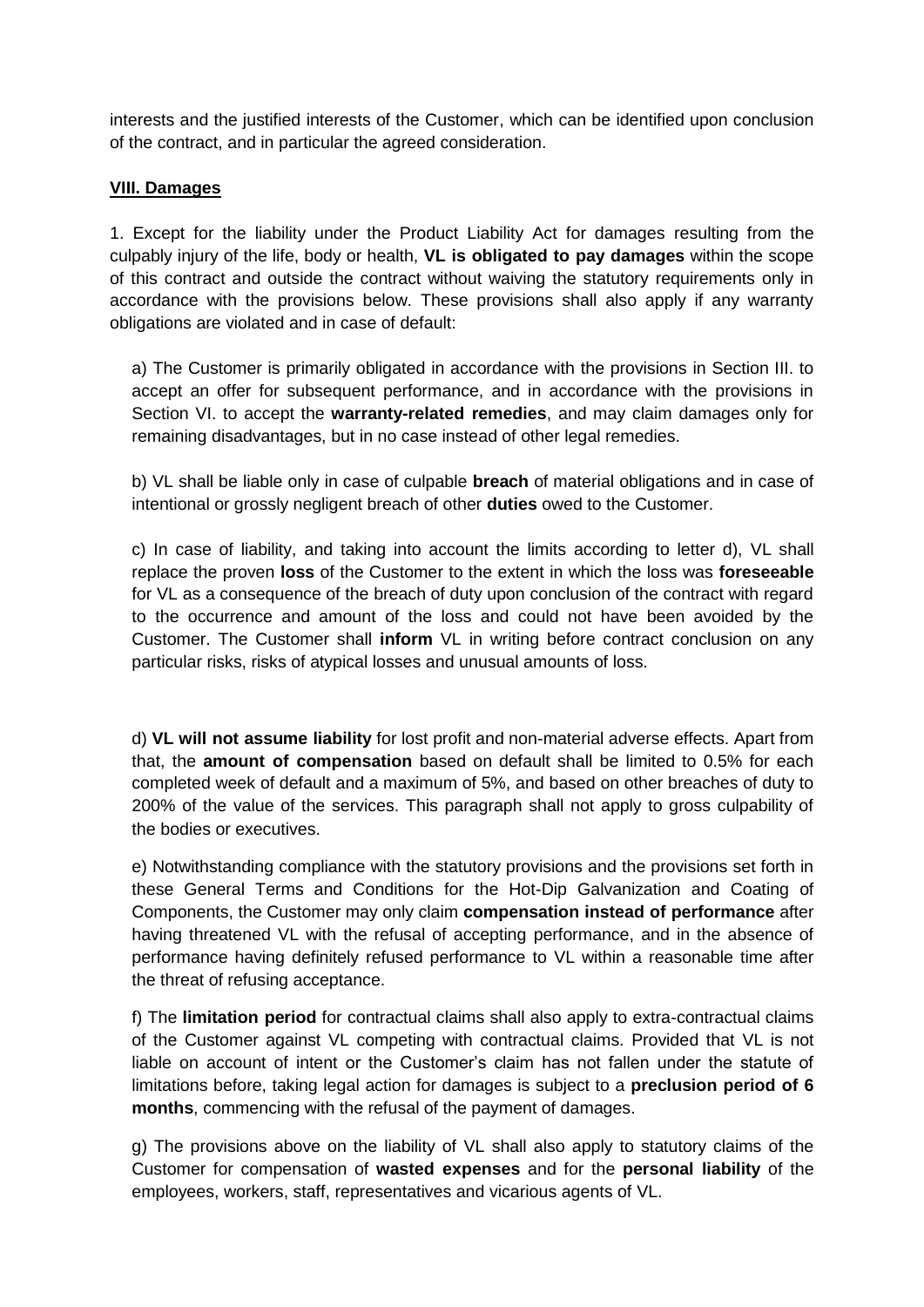interests and the justified interests of the Customer, which can be identified upon conclusion of the contract, and in particular the agreed consideration.

**VIII. Damages**

1. Except for the liability under the Product Liability Act for damages resulting from the culpably injury of the life, body or health, **VL is obligated to pay damages** within the scope of this contract and outside the contract without waiving the statutory requirements only in accordance with the provisions below. These provisions shall also apply if any warranty obligations are violated and in case of default:

a) The Customer is primarily obligated in accordance with the provisions in Section III. to accept an offer for subsequent performance, and in accordance with the provisions in Section VI. to accept the **warranty-related remedies**, and may claim damages only for remaining disadvantages, but in no case instead of other legal remedies.

b) VL shall be liable only in case of culpable **breach** of material obligations and in case of intentional or grossly negligent breach of other **duties** owed to the Customer.

c) In case of liability, and taking into account the limits according to letter d), VL shall replace the proven **loss** of the Customer to the extent in which the loss was **foreseeable** for VL as a consequence of the breach of duty upon conclusion of the contract with regard to the occurrence and amount of the loss and could not have been avoided by the Customer. The Customer shall **inform** VL in writing before contract conclusion on any particular risks, risks of atypical losses and unusual amounts of loss.

d) **VL will not assume liability** for lost profit and non-material adverse effects. Apart from that, the **amount of compensation** based on default shall be limited to 0.5% for each completed week of default and a maximum of 5%, and based on other breaches of duty to 200% of the value of the services. This paragraph shall not apply to gross culpability of the bodies or executives.

e) Notwithstanding compliance with the statutory provisions and the provisions set forth in these General Terms and Conditions for the Hot-Dip Galvanization and Coating of Components, the Customer may only claim **compensation instead of performance** after having threatened VL with the refusal of accepting performance, and in the absence of performance having definitely refused performance to VL within a reasonable time after the threat of refusing acceptance.

f) The **limitation period** for contractual claims shall also apply to extra-contractual claims of the Customer against VL competing with contractual claims. Provided that VL is not liable on account of intent or the Customer's claim has not fallen under the statute of limitations before, taking legal action for damages is subject to a **preclusion period of 6 months**, commencing with the refusal of the payment of damages.

g) The provisions above on the liability of VL shall also apply to statutory claims of the Customer for compensation of **wasted expenses** and for the **personal liability** of the employees, workers, staff, representatives and vicarious agents of VL.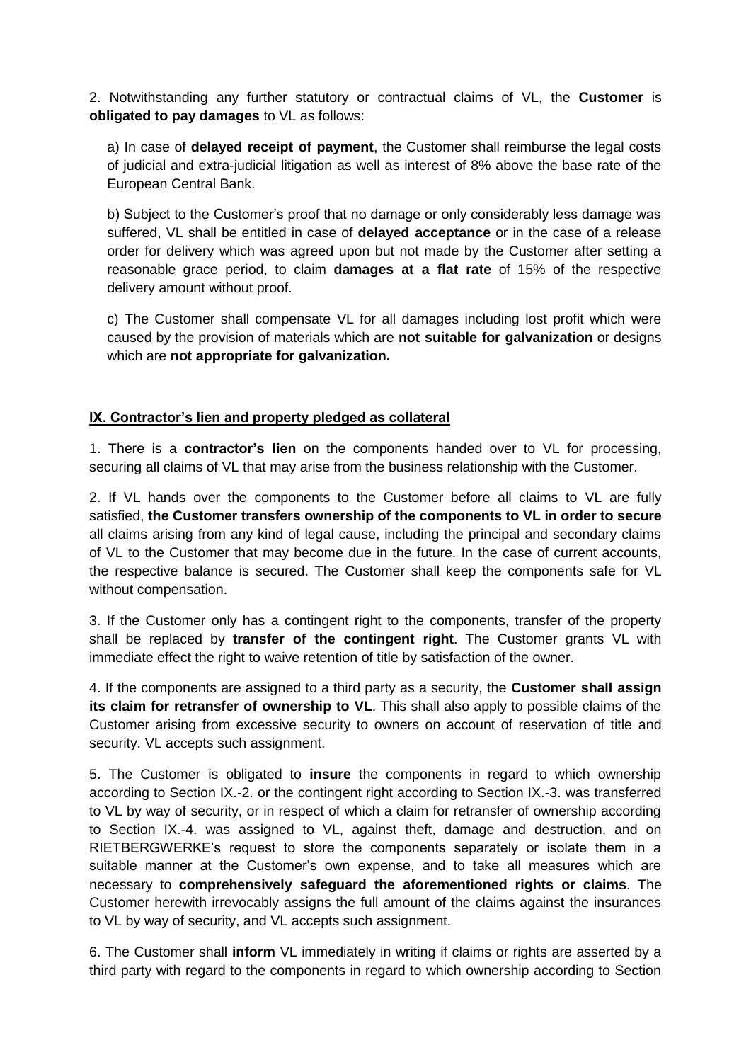2. Notwithstanding any further statutory or contractual claims of VL, the **Customer** is **obligated to pay damages** to VL as follows:

a) In case of **delayed receipt of payment**, the Customer shall reimburse the legal costs of judicial and extra-judicial litigation as well as interest of 8% above the base rate of the European Central Bank.

b) Subject to the Customer's proof that no damage or only considerably less damage was suffered, VL shall be entitled in case of **delayed acceptance** or in the case of a release order for delivery which was agreed upon but not made by the Customer after setting a reasonable grace period, to claim **damages at a flat rate** of 15% of the respective delivery amount without proof.

c) The Customer shall compensate VL for all damages including lost profit which were caused by the provision of materials which are **not suitable for galvanization** or designs which are **not appropriate for galvanization.**

## IX. Contractor's lien and property pledged as collateral

1. There is a **contractor's lien** on the components handed over to VL for processing, securing all claims of VL that may arise from the business relationship with the Customer.

2. If VL hands over the components to the Customer before all claims to VL are fully satisfied, **the Customer transfers ownership of the components to VL in order to secure** all claims arising from any kind of legal cause, including the principal and secondary claims of VL to the Customer that may become due in the future. In the case of current accounts, the respective balance is secured. The Customer shall keep the components safe for VL without compensation.

3. If the Customer only has a contingent right to the components, transfer of the property shall be replaced by **transfer of the contingent right**. The Customer grants VL with immediate effect the right to waive retention of title by satisfaction of the owner.

4. If the components are assigned to a third party as a security, the **Customer shall assign its claim for retransfer of ownership to VL**. This shall also apply to possible claims of the Customer arising from excessive security to owners on account of reservation of title and security. VL accepts such assignment.

5. The Customer is obligated to **insure** the components in regard to which ownership according to Section IX.-2. or the contingent right according to Section IX.-3. was transferred to VL by way of security, or in respect of which a claim for retransfer of ownership according to Section IX.-4. was assigned to VL, against theft, damage and destruction, and on RIETBERGWERKE's request to store the components separately or isolate them in a suitable manner at the Customer's own expense, and to take all measures which are necessary to **comprehensively safeguard the aforementioned rights or claims**. The Customer herewith irrevocably assigns the full amount of the claims against the insurances to VL by way of security, and VL accepts such assignment.

6. The Customer shall **inform** VL immediately in writing if claims or rights are asserted by a third party with regard to the components in regard to which ownership according to Section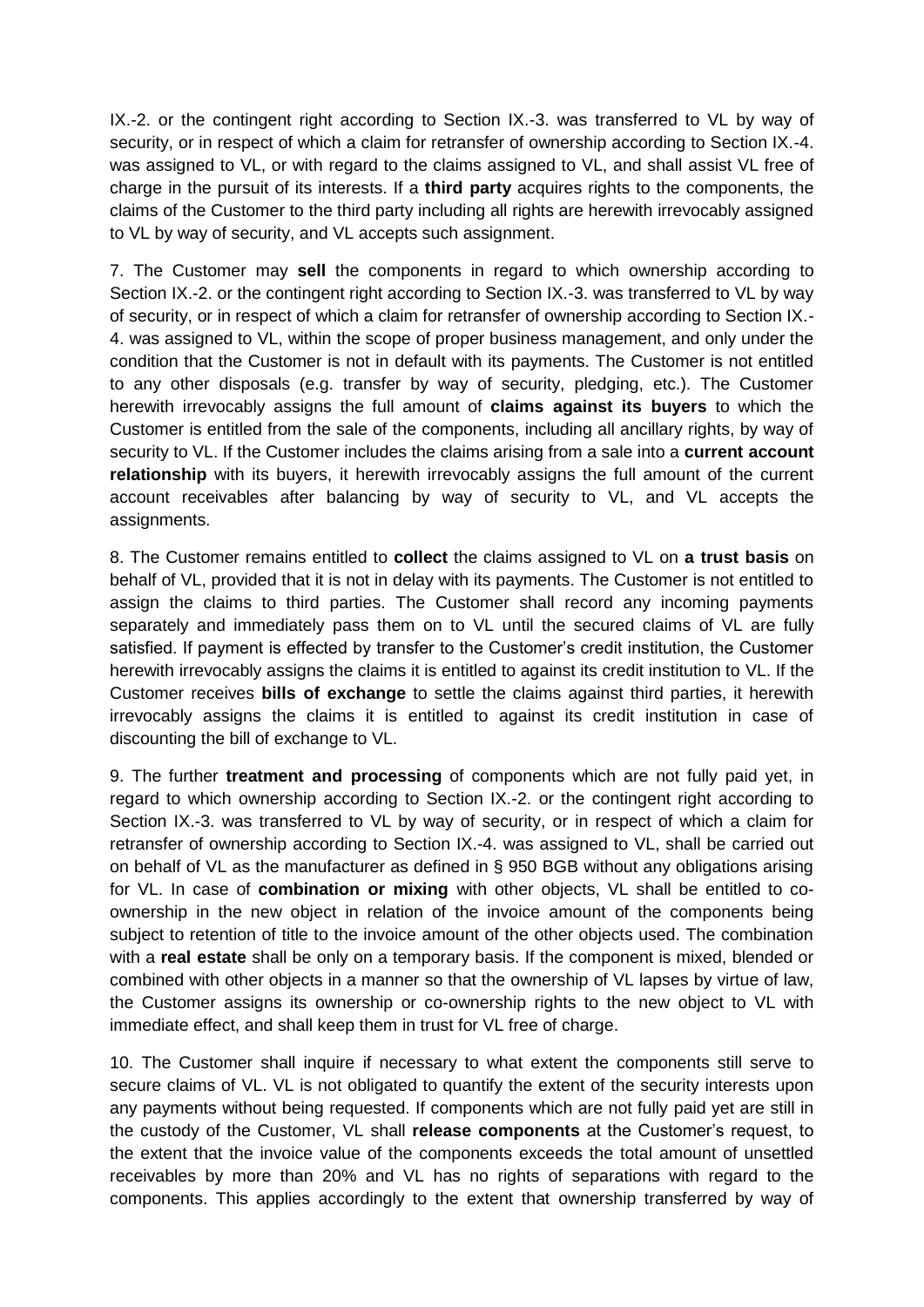IX.-2. or the contingent right according to Section IX.-3. was transferred to VL by way of security, or in respect of which a claim for retransfer of ownership according to Section IX.-4. was assigned to VL, or with regard to the claims assigned to VL, and shall assist VL free of charge in the pursuit of its interests. If a **third party** acquires rights to the components, the claims of the Customer to the third party including all rights are herewith irrevocably assigned to VL by way of security, and VL accepts such assignment.

7. The Customer may **sell** the components in regard to which ownership according to Section IX.-2. or the contingent right according to Section IX.-3. was transferred to VL by way of security, or in respect of which a claim for retransfer of ownership according to Section IX.-4. was assigned to VL, within the scope of proper business management, and only under the condition that the Customer is not in default with its payments. The Customer is not entitled to any other disposals (e.g. transfer by way of security, pledging, etc.). The Customer herewith irrevocably assigns the full amount of **claims against its buyers** to which the Customer is entitled from the sale of the components, including all ancillary rights, by way of security to VL. If the Customer includes the claims arising from a sale into a **current account relationship** with its buyers, it herewith irrevocably assigns the full amount of the current account receivables after balancing by way of security to VL, and VL accepts the assignments.

8. The Customer remains entitled to **collect** the claims assigned to VL on **a trust basis** on behalf of VL, provided that it is not in delay with its payments. The Customer is not entitled to assign the claims to third parties. The Customer shall record any incoming payments separately and immediately pass them on to VL until the secured claims of VL are fully satisfied. If payment is effected by transfer to the Customer's credit institution, the Customer herewith irrevocably assigns the claims it is entitled to against its credit institution to VL. If the Customer receives **bills of exchange** to settle the claims against third parties, it herewith irrevocably assigns the claims it is entitled to against its credit institution in case of discounting the bill of exchange to VL.

9. The further **treatment and processing** of components which are not fully paid yet, in regard to which ownership according to Section IX.-2. or the contingent right according to Section IX.-3. was transferred to VL by way of security, or in respect of which a claim for retransfer of ownership according to Section IX.-4. was assigned to VL, shall be carried out on behalf of VL as the manufacturer as defined in § 950 BGB without any obligations arising for VL. In case of **combination or mixing** with other objects, VL shall be entitled to co-ownership in the new object in relation of the invoice amount of the components being subject to retention of title to the invoice amount of the other objects used. The combination with a **real estate** shall be only on a temporary basis. If the component is mixed, blended or combined with other objects in a manner so that the ownership of VL lapses by virtue of law, the Customer assigns its ownership or co-ownership rights to the new object to VL with immediate effect, and shall keep them in trust for VL free of charge.

10. The Customer shall inquire if necessary to what extent the components still serve to secure claims of VL. VL is not obligated to quantify the extent of the security interests upon any payments without being requested. If components which are not fully paid yet are still in the custody of the Customer, VL shall **release components** at the Customer's request, to the extent that the invoice value of the components exceeds the total amount of unsettled receivables by more than 20% and VL has no rights of separations with regard to the components. This applies accordingly to the extent that ownership transferred by way of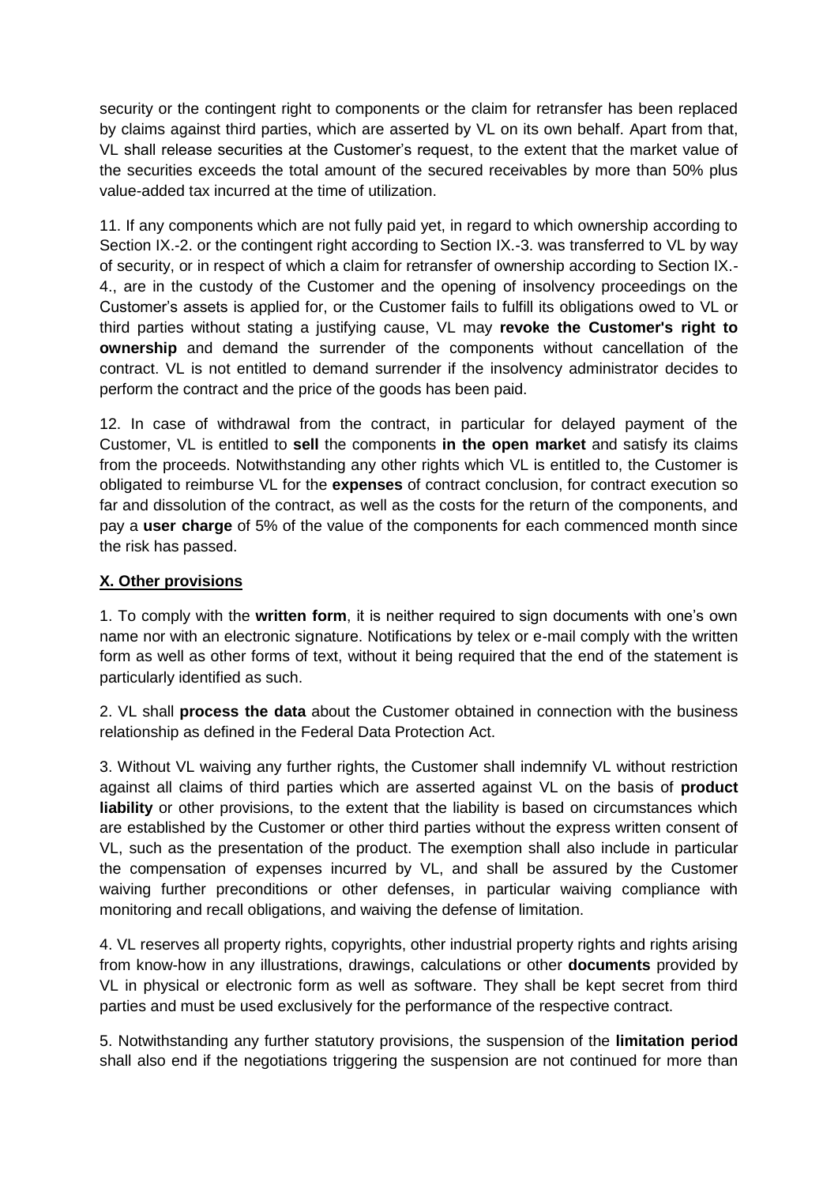security or the contingent right to components or the claim for retransfer has been replaced by claims against third parties, which are asserted by VL on its own behalf. Apart from that, VL shall release securities at the Customer's request, to the extent that the market value of the securities exceeds the total amount of the secured receivables by more than 50% plus value-added tax incurred at the time of utilization.

11. If any components which are not fully paid yet, in regard to which ownership according to Section IX.-2. or the contingent right according to Section IX.-3. was transferred to VL by way of security, or in respect of which a claim for retransfer of ownership according to Section IX.-4., are in the custody of the Customer and the opening of insolvency proceedings on the Customer's assets is applied for, or the Customer fails to fulfill its obligations owed to VL or third parties without stating a justifying cause, VL may **revoke the Customer's right to ownership** and demand the surrender of the components without cancellation of the contract. VL is not entitled to demand surrender if the insolvency administrator decides to perform the contract and the price of the goods has been paid.

12. In case of withdrawal from the contract, in particular for delayed payment of the Customer, VL is entitled to **sell** the components **in the open market** and satisfy its claims from the proceeds. Notwithstanding any other rights which VL is entitled to, the Customer is obligated to reimburse VL for the **expenses** of contract conclusion, for contract execution so far and dissolution of the contract, as well as the costs for the return of the components, and pay a **user charge** of 5% of the value of the components for each commenced month since the risk has passed.

## X. Other provisions

1. To comply with the **written form**, it is neither required to sign documents with one's own name nor with an electronic signature. Notifications by telex or e-mail comply with the written form as well as other forms of text, without it being required that the end of the statement is particularly identified as such.

2. VL shall **process the data** about the Customer obtained in connection with the business relationship as defined in the Federal Data Protection Act.

3. Without VL waiving any further rights, the Customer shall indemnify VL without restriction against all claims of third parties which are asserted against VL on the basis of **product liability** or other provisions, to the extent that the liability is based on circumstances which are established by the Customer or other third parties without the express written consent of VL, such as the presentation of the product. The exemption shall also include in particular the compensation of expenses incurred by VL, and shall be assured by the Customer waiving further preconditions or other defenses, in particular waiving compliance with monitoring and recall obligations, and waiving the defense of limitation.

4. VL reserves all property rights, copyrights, other industrial property rights and rights arising from know-how in any illustrations, drawings, calculations or other **documents** provided by VL in physical or electronic form as well as software. They shall be kept secret from third parties and must be used exclusively for the performance of the respective contract.

5. Notwithstanding any further statutory provisions, the suspension of the **limitation period** shall also end if the negotiations triggering the suspension are not continued for more than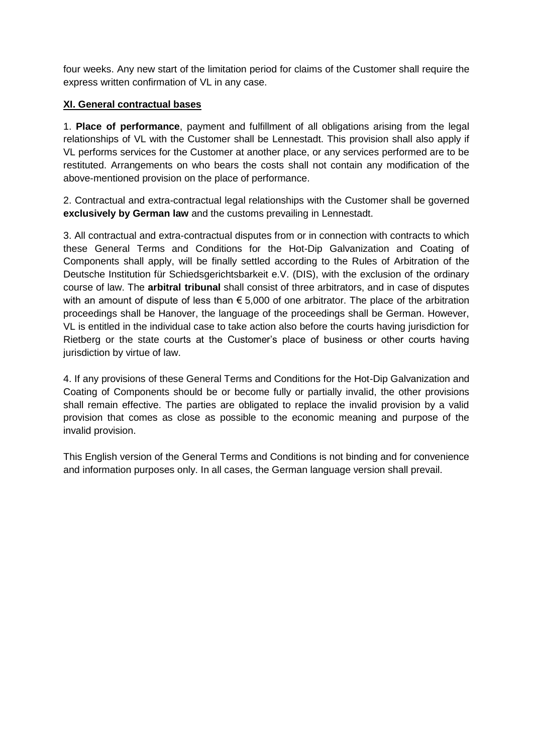four weeks. Any new start of the limitation period for claims of the Customer shall require the express written confirmation of VL in any case.

## XI. General contractual bases

1. **Place of performance**, payment and fulfillment of all obligations arising from the legal relationships of VL with the Customer shall be Lennestadt. This provision shall also apply if VL performs services for the Customer at another place, or any services performed are to be restituted. Arrangements on who bears the costs shall not contain any modification of the above-mentioned provision on the place of performance.

2. Contractual and extra-contractual legal relationships with the Customer shall be governed **exclusively by German law** and the customs prevailing in Lennestadt.

3. All contractual and extra-contractual disputes from or in connection with contracts to which these General Terms and Conditions for the Hot-Dip Galvanization and Coating of Components shall apply, will be finally settled according to the Rules of Arbitration of the Deutsche Institution für Schiedsgerichtsbarkeit e.V. (DIS), with the exclusion of the ordinary course of law. The **arbitral tribunal** shall consist of three arbitrators, and in case of disputes with an amount of dispute of less than € 5,000 of one arbitrator. The place of the arbitration proceedings shall be Hanover, the language of the proceedings shall be German. However, VL is entitled in the individual case to take action also before the courts having jurisdiction for Rietberg or the state courts at the Customer's place of business or other courts having jurisdiction by virtue of law.

4. If any provisions of these General Terms and Conditions for the Hot-Dip Galvanization and Coating of Components should be or become fully or partially invalid, the other provisions shall remain effective. The parties are obligated to replace the invalid provision by a valid provision that comes as close as possible to the economic meaning and purpose of the invalid provision.

This English version of the General Terms and Conditions is not binding and for convenience and information purposes only. In all cases, the German language version shall prevail.